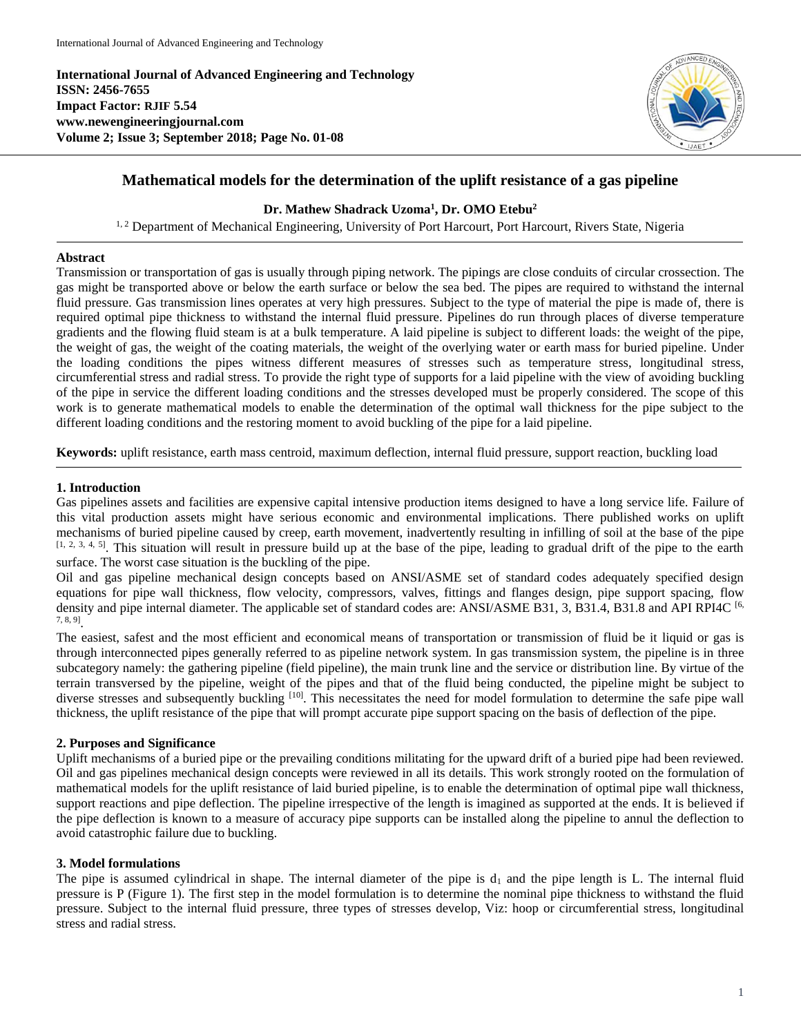**International Journal of Advanced Engineering and Technology**
**ISSN: 2456-7655**
**Impact Factor: RJIF 5.54**
**www.newengineeringjournal.com**
**Volume 2; Issue 3; September 2018; Page No. 01-08**

# Mathematical models for the determination of the uplift resistance of a gas pipeline

**Dr. Mathew Shadrack Uzoma[1], Dr. OMO Etebu[2]**

[1, 2] Department of Mechanical Engineering, University of Port Harcourt, Port Harcourt, Rivers State, Nigeria

## Abstract

Transmission or transportation of gas is usually through piping network. The pipings are close conduits of circular crossection. The gas might be transported above or below the earth surface or below the sea bed. The pipes are required to withstand the internal fluid pressure. Gas transmission lines operates at very high pressures. Subject to the type of material the pipe is made of, there is required optimal pipe thickness to withstand the internal fluid pressure. Pipelines do run through places of diverse temperature gradients and the flowing fluid steam is at a bulk temperature. A laid pipeline is subject to different loads: the weight of the pipe, the weight of gas, the weight of the coating materials, the weight of the overlying water or earth mass for buried pipeline. Under the loading conditions the pipes witness different measures of stresses such as temperature stress, longitudinal stress, circumferential stress and radial stress. To provide the right type of supports for a laid pipeline with the view of avoiding buckling of the pipe in service the different loading conditions and the stresses developed must be properly considered. The scope of this work is to generate mathematical models to enable the determination of the optimal wall thickness for the pipe subject to the different loading conditions and the restoring moment to avoid buckling of the pipe for a laid pipeline.

**Keywords:** uplift resistance, earth mass centroid, maximum deflection, internal fluid pressure, support reaction, buckling load

## 1. Introduction

Gas pipelines assets and facilities are expensive capital intensive production items designed to have a long service life. Failure of this vital production assets might have serious economic and environmental implications. There published works on uplift mechanisms of buried pipeline caused by creep, earth movement, inadvertently resulting in infilling of soil at the base of the pipe [1, 2, 3, 4, 5]. This situation will result in pressure build up at the base of the pipe, leading to gradual drift of the pipe to the earth surface. The worst case situation is the buckling of the pipe.

Oil and gas pipeline mechanical design concepts based on ANSI/ASME set of standard codes adequately specified design equations for pipe wall thickness, flow velocity, compressors, valves, fittings and flanges design, pipe support spacing, flow density and pipe internal diameter. The applicable set of standard codes are: ANSI/ASME B31, 3, B31.4, B31.8 and API RPI4C [6, 7, 8, 9].

The easiest, safest and the most efficient and economical means of transportation or transmission of fluid be it liquid or gas is through interconnected pipes generally referred to as pipeline network system. In gas transmission system, the pipeline is in three subcategory namely: the gathering pipeline (field pipeline), the main trunk line and the service or distribution line. By virtue of the terrain transversed by the pipeline, weight of the pipes and that of the fluid being conducted, the pipeline might be subject to diverse stresses and subsequently buckling [10]. This necessitates the need for model formulation to determine the safe pipe wall thickness, the uplift resistance of the pipe that will prompt accurate pipe support spacing on the basis of deflection of the pipe.

## 2. Purposes and Significance

Uplift mechanisms of a buried pipe or the prevailing conditions militating for the upward drift of a buried pipe had been reviewed. Oil and gas pipelines mechanical design concepts were reviewed in all its details. This work strongly rooted on the formulation of mathematical models for the uplift resistance of laid buried pipeline, is to enable the determination of optimal pipe wall thickness, support reactions and pipe deflection. The pipeline irrespective of the length is imagined as supported at the ends. It is believed if the pipe deflection is known to a measure of accuracy pipe supports can be installed along the pipeline to annul the deflection to avoid catastrophic failure due to buckling.

## 3. Model formulations

The pipe is assumed cylindrical in shape. The internal diameter of the pipe is $d_1$ and the pipe length is L. The internal fluid pressure is P (Figure 1). The first step in the model formulation is to determine the nominal pipe thickness to withstand the fluid pressure. Subject to the internal fluid pressure, three types of stresses develop, Viz: hoop or circumferential stress, longitudinal stress and radial stress.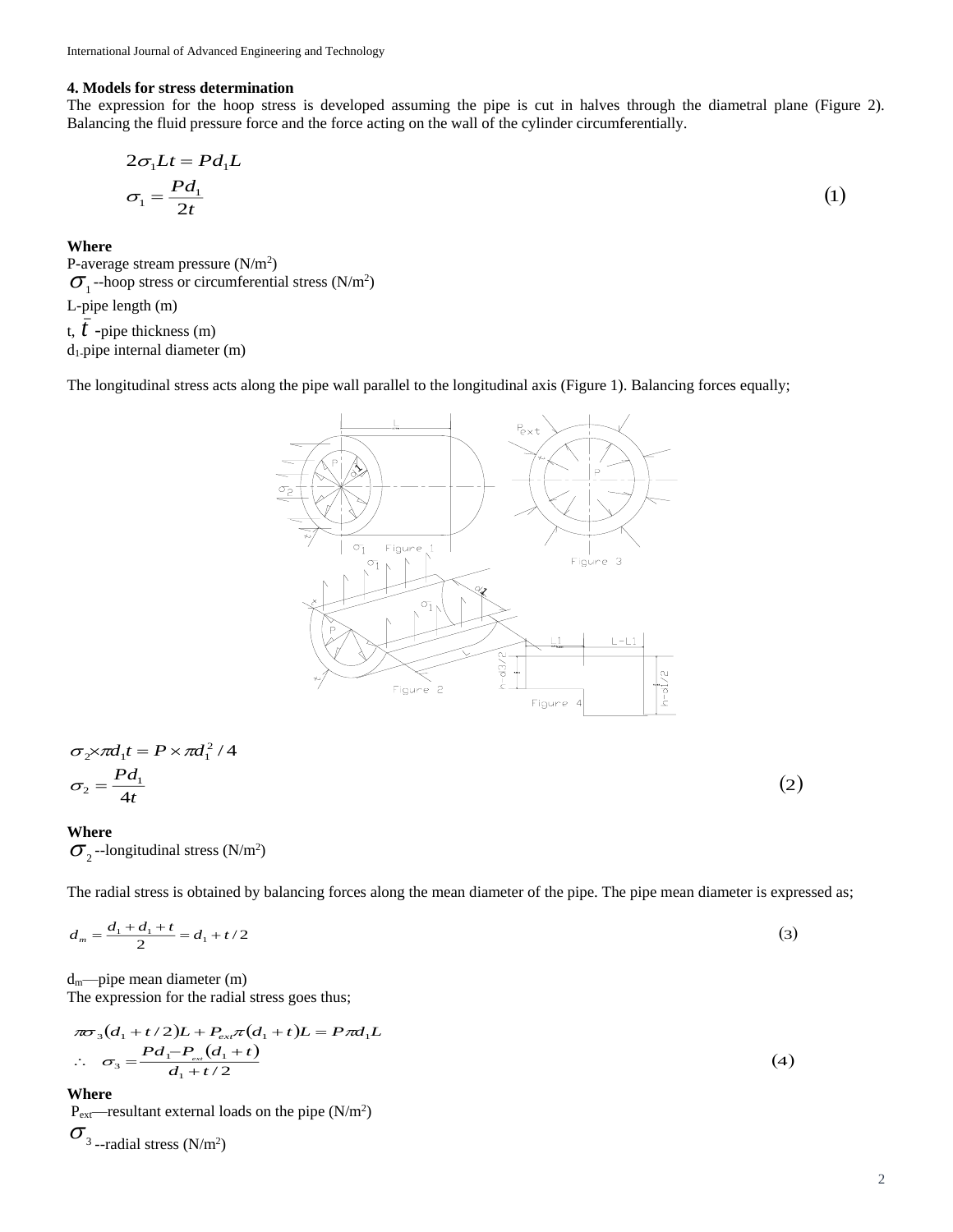### 4. Models for stress determination

The expression for the hoop stress is developed assuming the pipe is cut in halves through the diametral plane (Figure 2). Balancing the fluid pressure force and the force acting on the wall of the cylinder circumferentially.

$$2\sigma_1 Lt = Pd_1 L$$

$$\sigma_1 = \frac{Pd_1}{2t} \tag{1}$$

**Where**

P-average stream pressure (N/m$^2$)

$\sigma_1$ --hoop stress or circumferential stress (N/m$^2$)

L-pipe length (m)

t, $\bar{t}$ -pipe thickness (m)

$d_1$-pipe internal diameter (m)

The longitudinal stress acts along the pipe wall parallel to the longitudinal axis (Figure 1). Balancing forces equally;

L
Pext
P
d1
σ2
t
P
σ1 Figure 1
Figure 3
σ1
d1
σ1
P
L1
L-L1
t
L
h-d3/2
h-d1/2
Figure 2
Figure 4

$$\sigma_2 \times \pi d_1 t = P \times \pi d_1^2 / 4$$

$$\sigma_2 = \frac{Pd_1}{4t} \tag{2}$$

**Where**

$\sigma_2$ --longitudinal stress (N/m$^2$)

The radial stress is obtained by balancing forces along the mean diameter of the pipe. The pipe mean diameter is expressed as;

$$d_m = \frac{d_1 + d_1 + t}{2} = d_1 + t/2 \tag{3}$$

$d_m$—pipe mean diameter (m)

The expression for the radial stress goes thus;

$$\pi\sigma_3(d_1 + t/2)L + P_{ext}\pi(d_1 + t)L = P\pi d_1 L$$

$$\therefore \quad \sigma_3 = \frac{Pd_1 - P_{ext}(d_1 + t)}{d_1 + t/2} \tag{4}$$

**Where**

$P_{ext}$—resultant external loads on the pipe (N/m$^2$)

$\sigma_3$ --radial stress (N/m$^2$)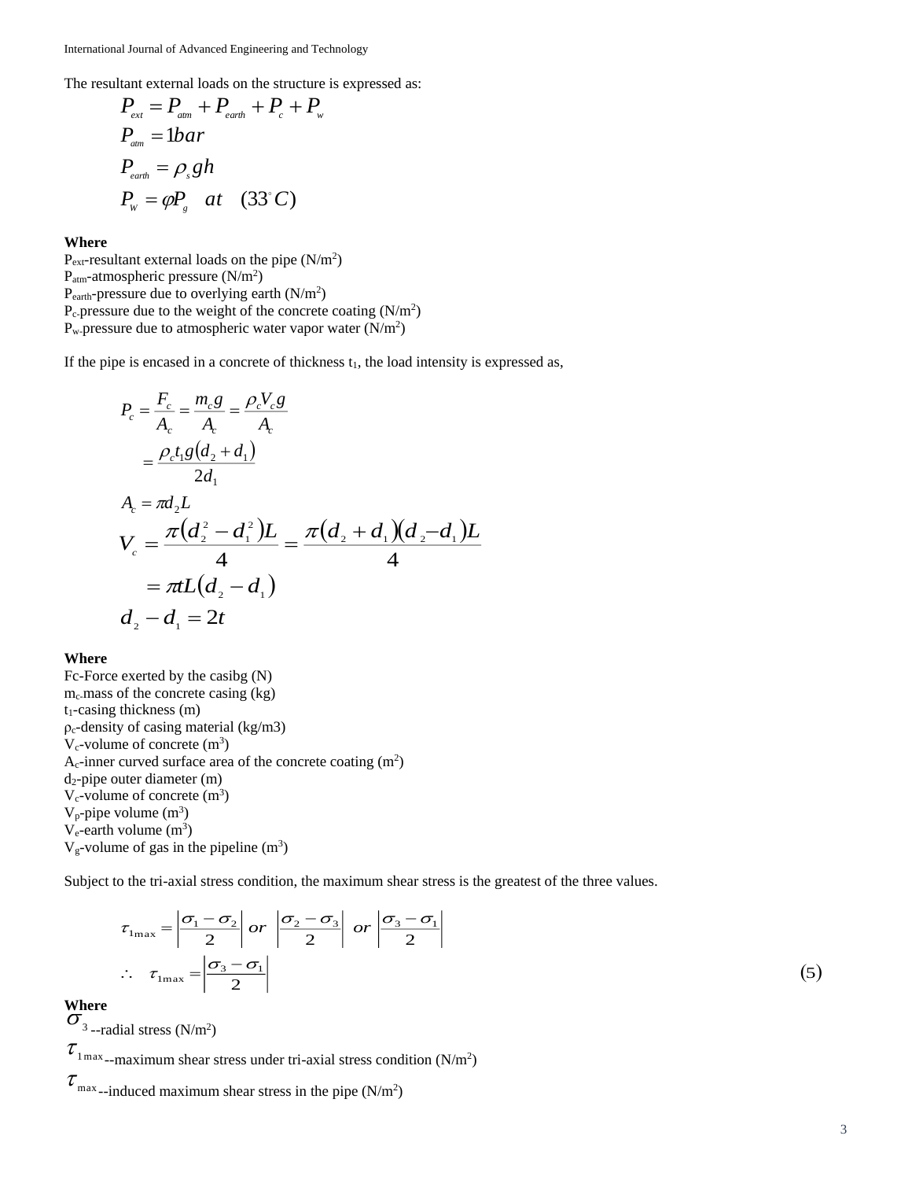The resultant external loads on the structure is expressed as:

$$P_{ext} = P_{atm} + P_{earth} + P_c + P_w$$
$$P_{atm} = 1bar$$
$$P_{earth} = \rho_s gh$$
$$P_W = \varphi P_g \quad at \quad (33^\circ C)$$

**Where**

$P_{ext}$-resultant external loads on the pipe (N/m$^2$)
$P_{atm}$-atmospheric pressure (N/m$^2$)
$P_{earth}$-pressure due to overlying earth (N/m$^2$)
$P_c$-pressure due to the weight of the concrete coating (N/m$^2$)
$P_w$-pressure due to atmospheric water vapor water (N/m$^2$)

If the pipe is encased in a concrete of thickness $t_1$, the load intensity is expressed as,

$$P_c = \frac{F_c}{A_c} = \frac{m_c g}{A_c} = \frac{\rho_c V_c g}{A_c}$$
$$= \frac{\rho_c t_1 g(d_2 + d_1)}{2d_1}$$
$$A_c = \pi d_2 L$$
$$V_c = \frac{\pi(d_2^2 - d_1^2)L}{4} = \frac{\pi(d_2 + d_1)(d_2 - d_1)L}{4}$$
$$= \pi t L(d_2 - d_1)$$
$$d_2 - d_1 = 2t$$

**Where**

Fc-Force exerted by the casibg (N)
$m_c$-mass of the concrete casing (kg)
$t_1$-casing thickness (m)
$\rho_c$-density of casing material (kg/m3)
$V_c$-volume of concrete (m$^3$)
$A_c$-inner curved surface area of the concrete coating (m$^2$)
$d_2$-pipe outer diameter (m)
$V_c$-volume of concrete (m$^3$)
$V_p$-pipe volume (m$^3$)
$V_e$-earth volume (m$^3$)
$V_g$-volume of gas in the pipeline (m$^3$)

Subject to the tri-axial stress condition, the maximum shear stress is the greatest of the three values.

$$\tau_{1\max} = \left|\frac{\sigma_1 - \sigma_2}{2}\right| \ or \ \left|\frac{\sigma_2 - \sigma_3}{2}\right| \ or \ \left|\frac{\sigma_3 - \sigma_1}{2}\right|$$
$$\therefore \quad \tau_{1\max} = \left|\frac{\sigma_3 - \sigma_1}{2}\right| \tag{5}$$

**Where**

$\sigma_3$ --radial stress (N/m$^2$)
$\tau_{1\max}$--maximum shear stress under tri-axial stress condition (N/m$^2$)
$\tau_{\max}$--induced maximum shear stress in the pipe (N/m$^2$)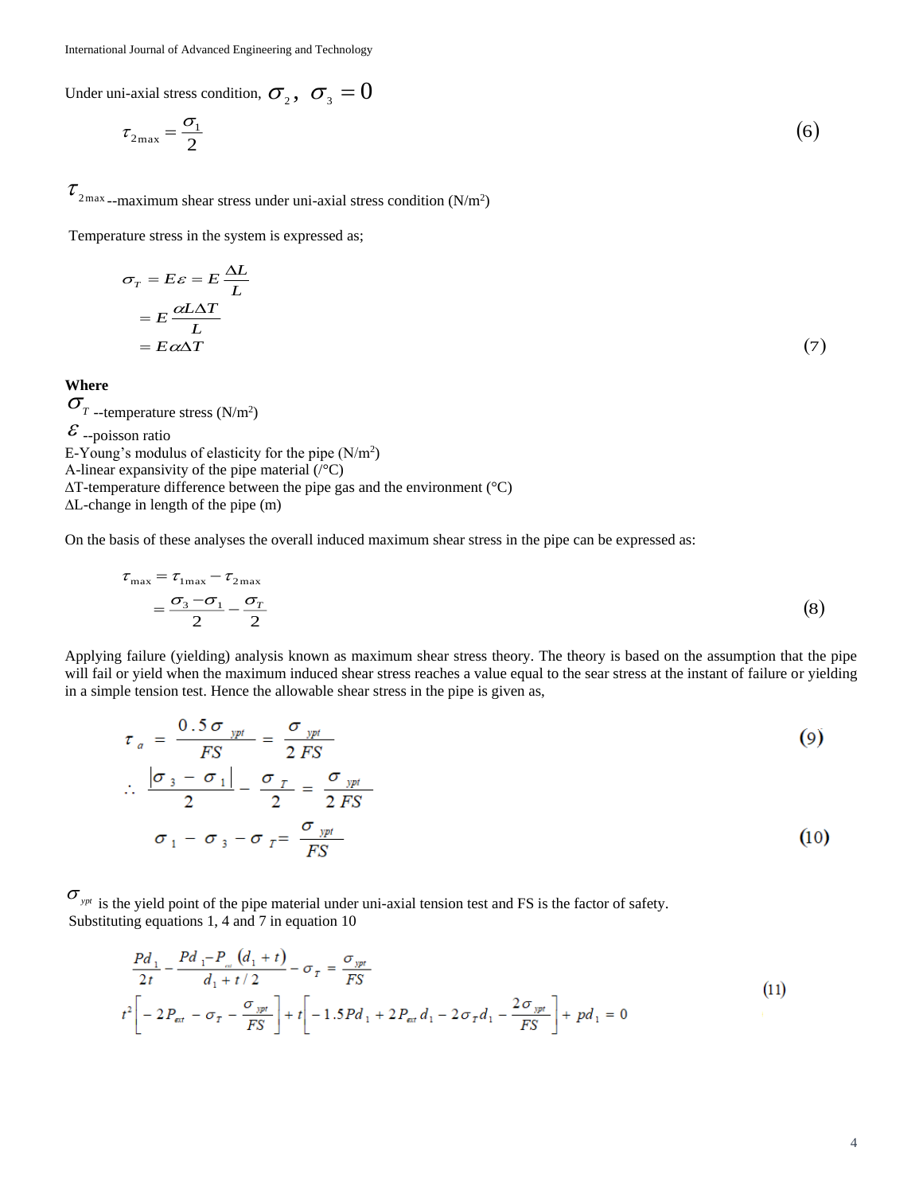Under uni-axial stress condition, $\sigma_2, \ \sigma_3 = 0$

$$\tau_{2\max} = \frac{\sigma_1}{2} \tag{6}$$

$\tau_{2\max}$ --maximum shear stress under uni-axial stress condition (N/m$^2$)

Temperature stress in the system is expressed as;

$$\begin{aligned}
\sigma_T &= E\varepsilon = E\frac{\Delta L}{L} \\
&= E\frac{\alpha L \Delta T}{L} \\
&= E\alpha\Delta T
\end{aligned} \tag{7}$$

**Where**

$\sigma_T$ --temperature stress (N/m$^2$)

$\varepsilon$ --poisson ratio

E-Young's modulus of elasticity for the pipe (N/m$^2$)

A-linear expansivity of the pipe material (/°C)

ΔT-temperature difference between the pipe gas and the environment (°C)

ΔL-change in length of the pipe (m)

On the basis of these analyses the overall induced maximum shear stress in the pipe can be expressed as:

$$\begin{aligned}
\tau_{\max} &= \tau_{1\max} - \tau_{2\max} \\
&= \frac{\sigma_3 - \sigma_1}{2} - \frac{\sigma_T}{2}
\end{aligned} \tag{8}$$

Applying failure (yielding) analysis known as maximum shear stress theory. The theory is based on the assumption that the pipe will fail or yield when the maximum induced shear stress reaches a value equal to the sear stress at the instant of failure or yielding in a simple tension test. Hence the allowable shear stress in the pipe is given as,

$$\tau_a = \frac{0.5\sigma_{ypt}}{FS} = \frac{\sigma_{ypt}}{2\,FS} \tag{9}$$

$$\therefore \ \frac{|\sigma_3 - \sigma_1|}{2} - \frac{\sigma_T}{2} = \frac{\sigma_{ypt}}{2\,FS}$$

$$\sigma_1 - \sigma_3 - \sigma_T = \frac{\sigma_{ypt}}{FS} \tag{10}$$

$\sigma_{ypt}$ is the yield point of the pipe material under uni-axial tension test and FS is the factor of safety.

Substituting equations 1, 4 and 7 in equation 10

$$\begin{aligned}
&\frac{Pd_1}{2t} - \frac{Pd_1 - P_{ext}(d_1 + t)}{d_1 + t/2} - \sigma_T = \frac{\sigma_{ypt}}{FS} \\
&t^2\left[-2P_{ext} - \sigma_T - \frac{\sigma_{ypt}}{FS}\right] + t\left[-1.5Pd_1 + 2P_{ext}d_1 - 2\sigma_T d_1 - \frac{2\sigma_{ypt}}{FS}\right] + pd_1 = 0
\end{aligned} \tag{11}$$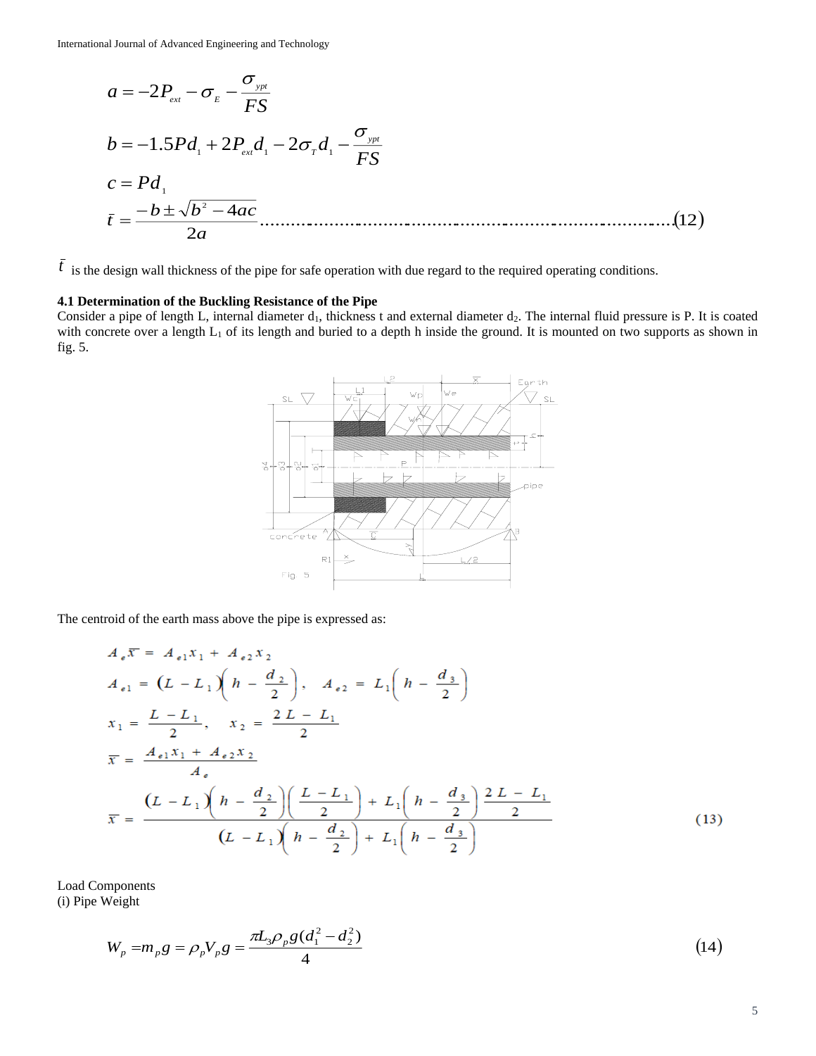$$a = -2P_{ext} - \sigma_E - \frac{\sigma_{ypt}}{FS}$$

$$b = -1.5Pd_1 + 2P_{ext}d_1 - 2\sigma_T d_1 - \frac{\sigma_{ypt}}{FS}$$

$$c = Pd_1$$

$$\bar{t} = \frac{-b \pm \sqrt{b^2 - 4ac}}{2a} \quad (12)$$

$\bar{t}$ is the design wall thickness of the pipe for safe operation with due regard to the required operating conditions.

### 4.1 Determination of the Buckling Resistance of the Pipe

Consider a pipe of length L, internal diameter $d_1$, thickness t and external diameter $d_2$. The internal fluid pressure is P. It is coated with concrete over a length $L_1$ of its length and buried to a depth h inside the ground. It is mounted on two supports as shown in fig. 5.

Fig 5

The centroid of the earth mass above the pipe is expressed as:

$$A_e \bar{x} = A_{e1}x_1 + A_{e2}x_2$$

$$A_{e1} = (L - L_1)\left(h - \frac{d_2}{2}\right), \quad A_{e2} = L_1\left(h - \frac{d_3}{2}\right)$$

$$x_1 = \frac{L - L_1}{2}, \quad x_2 = \frac{2L - L_1}{2}$$

$$\bar{x} = \frac{A_{e1}x_1 + A_{e2}x_2}{A_e}$$

$$\bar{x} = \frac{(L - L_1)\left(h - \frac{d_2}{2}\right)\left(\frac{L - L_1}{2}\right) + L_1\left(h - \frac{d_3}{2}\right)\frac{2L - L_1}{2}}{(L - L_1)\left(h - \frac{d_2}{2}\right) + L_1\left(h - \frac{d_3}{2}\right)} \quad (13)$$

Load Components

(i) Pipe Weight

$$W_p = m_p g = \rho_p V_p g = \frac{\pi L_3 \rho_p g (d_1^2 - d_2^2)}{4} \quad (14)$$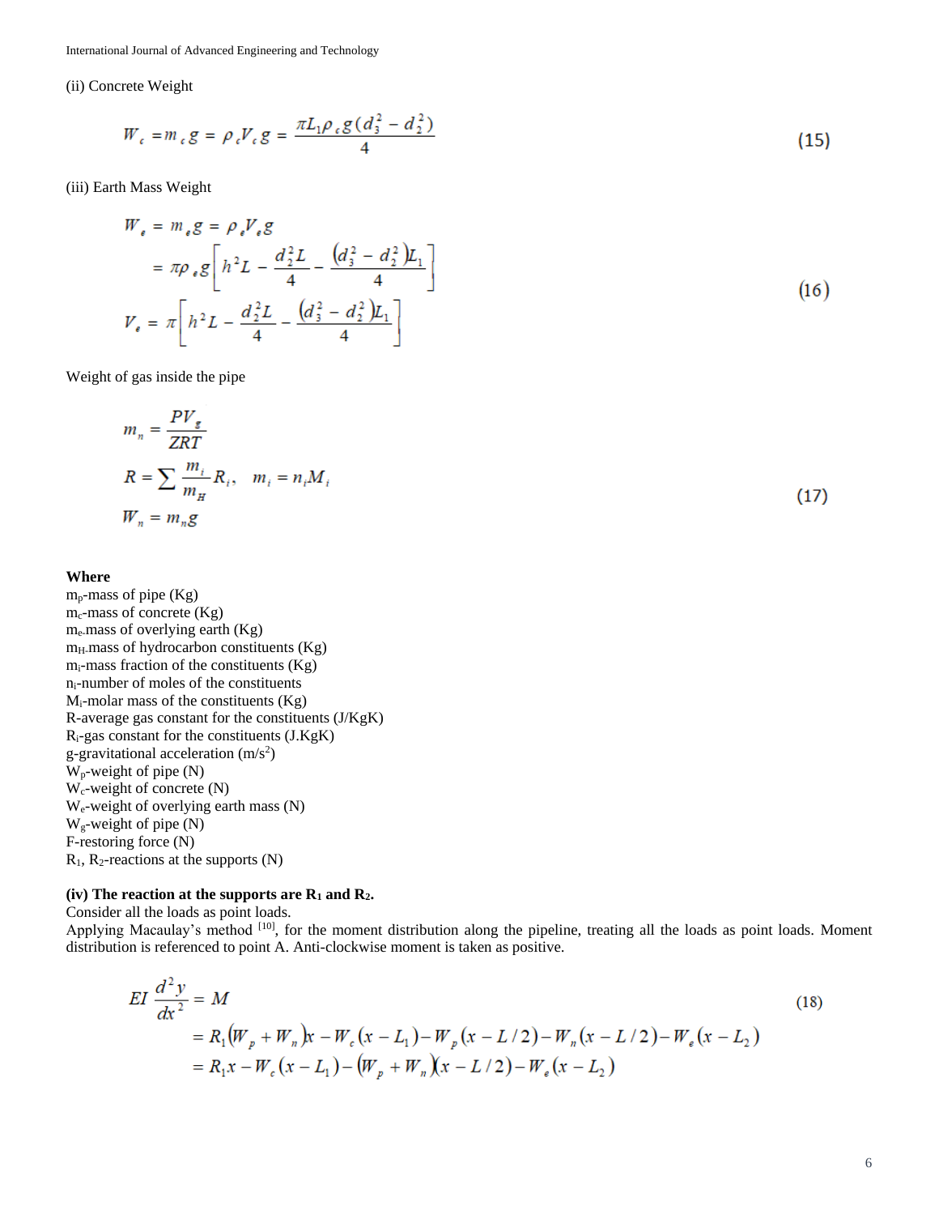(ii) Concrete Weight

$$W_c = m_c g = \rho_c V_c g = \frac{\pi L_1 \rho_c g (d_3^2 - d_2^2)}{4} \tag{15}$$

(iii) Earth Mass Weight

$$\begin{aligned} W_e &= m_e g = \rho_e V_e g \\ &= \pi \rho_e g \left[ h^2 L - \frac{d_2^2 L}{4} - \frac{(d_3^2 - d_2^2) L_1}{4} \right] \\ V_e &= \pi \left[ h^2 L - \frac{d_2^2 L}{4} - \frac{(d_3^2 - d_2^2) L_1}{4} \right] \end{aligned} \tag{16}$$

Weight of gas inside the pipe

$$\begin{aligned} m_n &= \frac{P V_g}{ZRT} \\ R &= \sum \frac{m_i}{m_H} R_i, \quad m_i = n_i M_i \\ W_n &= m_n g \end{aligned} \tag{17}$$

**Where**

$m_p$-mass of pipe (Kg)
$m_c$-mass of concrete (Kg)
$m_e$-mass of overlying earth (Kg)
$m_H$-mass of hydrocarbon constituents (Kg)
$m_i$-mass fraction of the constituents (Kg)
$n_i$-number of moles of the constituents
$M_i$-molar mass of the constituents (Kg)
R-average gas constant for the constituents (J/KgK)
$R_i$-gas constant for the constituents (J.KgK)
g-gravitational acceleration ($m/s^2$)
$W_p$-weight of pipe (N)
$W_c$-weight of concrete (N)
$W_e$-weight of overlying earth mass (N)
$W_g$-weight of pipe (N)
F-restoring force (N)
$R_1$, $R_2$-reactions at the supports (N)

**(iv) The reaction at the supports are $R_1$ and $R_2$.**

Consider all the loads as point loads.

Applying Macaulay's method [10], for the moment distribution along the pipeline, treating all the loads as point loads. Moment distribution is referenced to point A. Anti-clockwise moment is taken as positive.

$$\begin{aligned} EI \frac{d^2 y}{dx^2} &= M \\ &= R_1 (W_p + W_n) x - W_c (x - L_1) - W_p (x - L/2) - W_n (x - L/2) - W_e (x - L_2) \\ &= R_1 x - W_c (x - L_1) - (W_p + W_n)(x - L/2) - W_e (x - L_2) \end{aligned} \tag{18}$$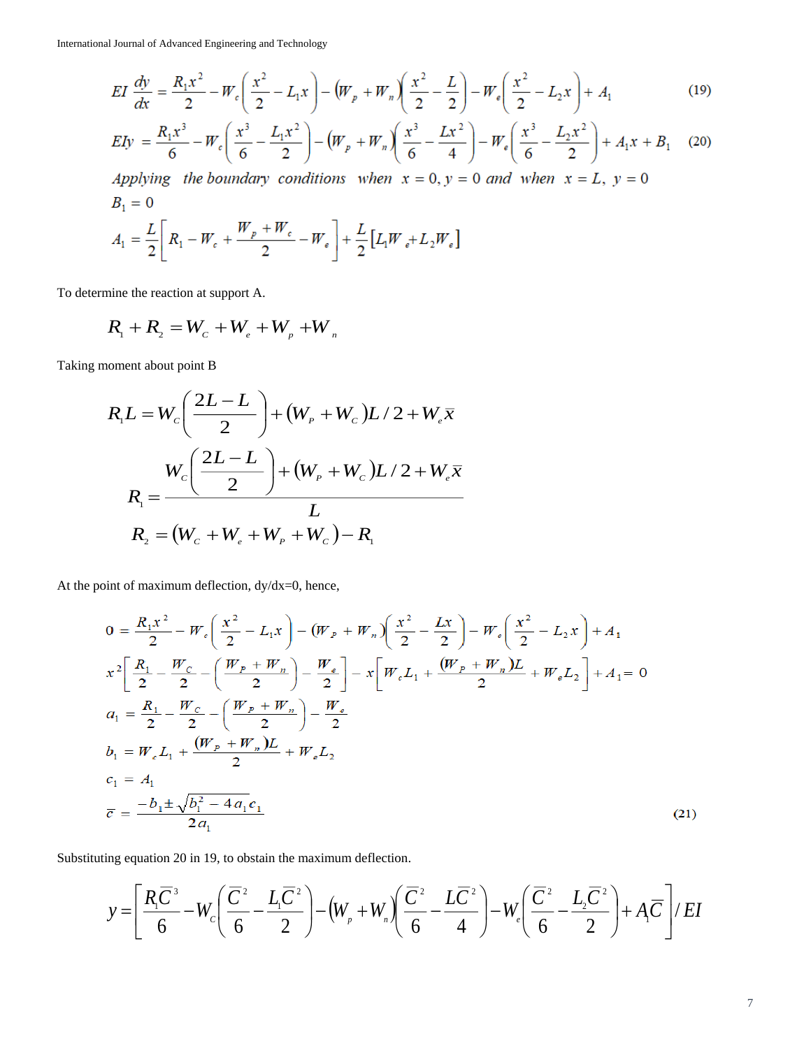$$EI\frac{dy}{dx} = \frac{R_1 x^2}{2} - W_c\left(\frac{x^2}{2} - L_1 x\right) - \left(W_p + W_n\right)\left(\frac{x^2}{2} - \frac{L}{2}\right) - W_e\left(\frac{x^2}{2} - L_2 x\right) + A_1 \tag{19}$$

$$EIy = \frac{R_1 x^3}{6} - W_c\left(\frac{x^3}{6} - \frac{L_1 x^2}{2}\right) - \left(W_p + W_n\right)\left(\frac{x^3}{6} - \frac{Lx^2}{4}\right) - W_e\left(\frac{x^3}{6} - \frac{L_2 x^2}{2}\right) + A_1 x + B_1 \tag{20}$$

*Applying the boundary conditions when* $x = 0, y = 0$ *and when* $x = L,\ y = 0$

$$B_1 = 0$$

$$A_1 = \frac{L}{2}\left[R_1 - W_c + \frac{W_p + W_c}{2} - W_e\right] + \frac{L}{2}\left[L_1 W_e + L_2 W_e\right]$$

To determine the reaction at support A.

$$R_1 + R_2 = W_C + W_e + W_p + W_n$$

Taking moment about point B

$$R_1 L = W_C\left(\frac{2L - L}{2}\right) + (W_P + W_C)L/2 + W_e\bar{x}$$

$$R_1 = \frac{W_C\left(\frac{2L - L}{2}\right) + (W_P + W_C)L/2 + W_e\bar{x}}{L}$$

$$R_2 = \left(W_C + W_e + W_P + W_C\right) - R_1$$

At the point of maximum deflection, dy/dx=0, hence,

$$0 = \frac{R_1 x^2}{2} - W_c\left(\frac{x^2}{2} - L_1 x\right) - (W_p + W_n)\left(\frac{x^2}{2} - \frac{Lx}{2}\right) - W_e\left(\frac{x^2}{2} - L_2 x\right) + A_1$$

$$x^2\left[\frac{R_1}{2} - \frac{W_C}{2} - \left(\frac{W_P + W_n}{2}\right) - \frac{W_e}{2}\right] - x\left[W_c L_1 + \frac{(W_P + W_n)L}{2} + W_e L_2\right] + A_1 = 0$$

$$a_1 = \frac{R_1}{2} - \frac{W_C}{2} - \left(\frac{W_P + W_n}{2}\right) - \frac{W_e}{2}$$

$$b_1 = W_c L_1 + \frac{(W_P + W_n)L}{2} + W_e L_2$$

$$c_1 = A_1$$

$$\bar{c} = \frac{-b_1 \pm \sqrt{b_1^2 - 4a_1 c_1}}{2a_1} \tag{21}$$

Substituting equation 20 in 19, to obtain the maximum deflection.

$$y = \left[\frac{R_1\bar{C}^3}{6} - W_C\left(\frac{\bar{C}^2}{6} - \frac{L_1\bar{C}^2}{2}\right) - \left(W_p + W_n\right)\left(\frac{\bar{C}^2}{6} - \frac{L\bar{C}^2}{4}\right) - W_e\left(\frac{\bar{C}^2}{6} - \frac{L_2\bar{C}^2}{2}\right) + A_1\bar{C}\right] / EI$$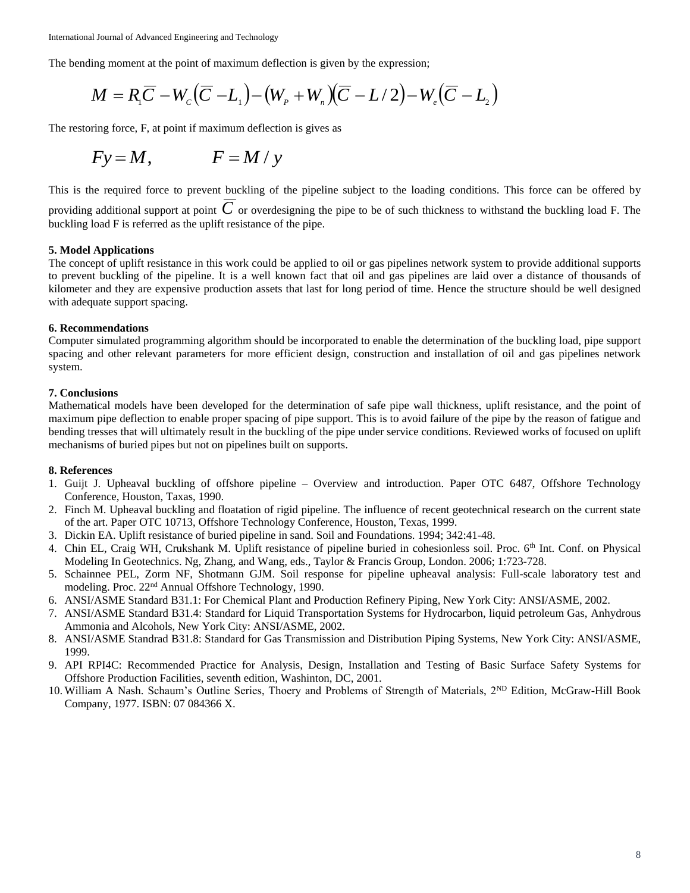The bending moment at the point of maximum deflection is given by the expression;

$$M = R_1\overline{C} - W_C\left(\overline{C} - L_1\right) - \left(W_P + W_n\right)\left(\overline{C} - L/2\right) - W_e\left(\overline{C} - L_2\right)$$

The restoring force, F, at point if maximum deflection is gives as

$$Fy = M, \qquad F = M / y$$

This is the required force to prevent buckling of the pipeline subject to the loading conditions. This force can be offered by providing additional support at point $\overline{C}$ or overdesigning the pipe to be of such thickness to withstand the buckling load F. The buckling load F is referred as the uplift resistance of the pipe.

**5. Model Applications**

The concept of uplift resistance in this work could be applied to oil or gas pipelines network system to provide additional supports to prevent buckling of the pipeline. It is a well known fact that oil and gas pipelines are laid over a distance of thousands of kilometer and they are expensive production assets that last for long period of time. Hence the structure should be well designed with adequate support spacing.

**6. Recommendations**

Computer simulated programming algorithm should be incorporated to enable the determination of the buckling load, pipe support spacing and other relevant parameters for more efficient design, construction and installation of oil and gas pipelines network system.

**7. Conclusions**

Mathematical models have been developed for the determination of safe pipe wall thickness, uplift resistance, and the point of maximum pipe deflection to enable proper spacing of pipe support. This is to avoid failure of the pipe by the reason of fatigue and bending tresses that will ultimately result in the buckling of the pipe under service conditions. Reviewed works of focused on uplift mechanisms of buried pipes but not on pipelines built on supports.

**8. References**

1. Guijt J. Upheaval buckling of offshore pipeline – Overview and introduction. Paper OTC 6487, Offshore Technology Conference, Houston, Taxas, 1990.
2. Finch M. Upheaval buckling and floatation of rigid pipeline. The influence of recent geotechnical research on the current state of the art. Paper OTC 10713, Offshore Technology Conference, Houston, Texas, 1999.
3. Dickin EA. Uplift resistance of buried pipeline in sand. Soil and Foundations. 1994; 342:41-48.
4. Chin EL, Craig WH, Crukshank M. Uplift resistance of pipeline buried in cohesionless soil. Proc. 6th Int. Conf. on Physical Modeling In Geotechnics. Ng, Zhang, and Wang, eds., Taylor & Francis Group, London. 2006; 1:723-728.
5. Schainnee PEL, Zorm NF, Shotmann GJM. Soil response for pipeline upheaval analysis: Full-scale laboratory test and modeling. Proc. 22nd Annual Offshore Technology, 1990.
6. ANSI/ASME Standard B31.1: For Chemical Plant and Production Refinery Piping, New York City: ANSI/ASME, 2002.
7. ANSI/ASME Standard B31.4: Standard for Liquid Transportation Systems for Hydrocarbon, liquid petroleum Gas, Anhydrous Ammonia and Alcohols, New York City: ANSI/ASME, 2002.
8. ANSI/ASME Standrad B31.8: Standard for Gas Transmission and Distribution Piping Systems, New York City: ANSI/ASME, 1999.
9. API RPI4C: Recommended Practice for Analysis, Design, Installation and Testing of Basic Surface Safety Systems for Offshore Production Facilities, seventh edition, Washinton, DC, 2001.
10. William A Nash. Schaum's Outline Series, Thoery and Problems of Strength of Materials, 2ND Edition, McGraw-Hill Book Company, 1977. ISBN: 07 084366 X.